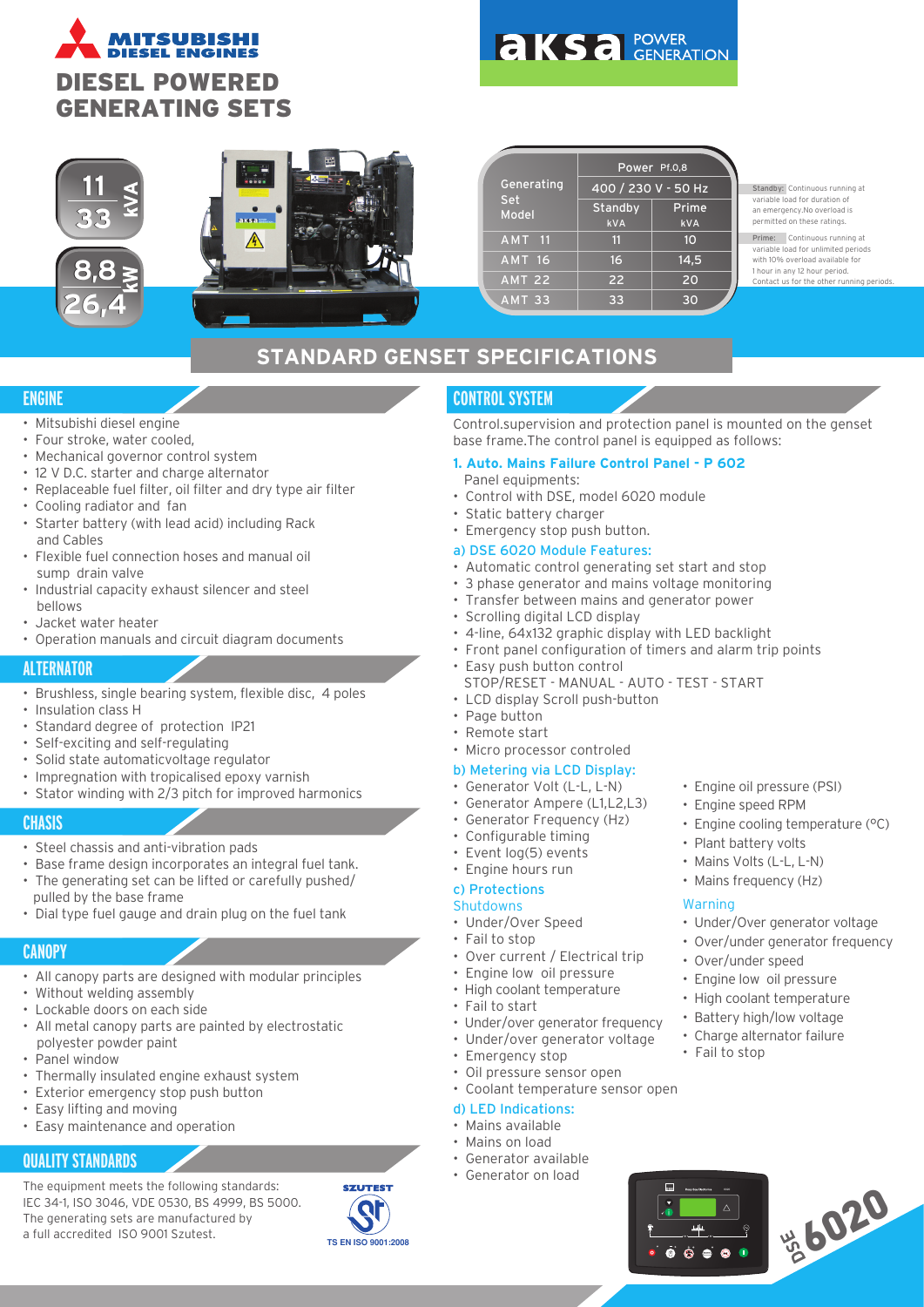# MITSUBISHI DIESEL ENGINES

# DIESEL POWERED GENERATING SETS

aksa POWER GENERATION

11 - 33 kVA

8,8 - 26,4 kW

| Generating Set Model | Power Pf.0,8 | |
|---|---|---|
| | 400 / 230 V - 50 Hz | |
| | Standby kVA | Prime kVA |
| AMT 11 | 11 | 10 |
| AMT 16 | 16 | 14,5 |
| AMT 22 | 22 | 20 |
| AMT 33 | 33 | 30 |

**Standby:** Continuous running at variable load for duration of an emergency.No overload is permitted on these ratings.

**Prime:** Continuous running at variable load for unlimited periods with 10% overload available for 1 hour in any 12 hour period. Contact us for the other running periods.

## STANDARD GENSET SPECIFICATIONS

### ENGINE

- Mitsubishi diesel engine
- Four stroke, water cooled,
- Mechanical governor control system
- 12 V D.C. starter and charge alternator
- Replaceable fuel filter, oil filter and dry type air filter
- Cooling radiator and fan
- Starter battery (with lead acid) including Rack and Cables
- Flexible fuel connection hoses and manual oil sump drain valve
- Industrial capacity exhaust silencer and steel bellows
- Jacket water heater
- Operation manuals and circuit diagram documents

### ALTERNATOR

- Brushless, single bearing system, flexible disc, 4 poles
- Insulation class H
- Standard degree of protection IP21
- Self-exciting and self-regulating
- Solid state automaticvoltage regulator
- Impregnation with tropicalised epoxy varnish
- Stator winding with 2/3 pitch for improved harmonics

### CHASIS

- Steel chassis and anti-vibration pads
- Base frame design incorporates an integral fuel tank.
- The generating set can be lifted or carefully pushed/ pulled by the base frame
- Dial type fuel gauge and drain plug on the fuel tank

### CANOPY

- All canopy parts are designed with modular principles
- Without welding assembly
- Lockable doors on each side
- All metal canopy parts are painted by electrostatic polyester powder paint
- Panel window
- Thermally insulated engine exhaust system
- Exterior emergency stop push button
- Easy lifting and moving
- Easy maintenance and operation

### QUALITY STANDARDS

The equipment meets the following standards: IEC 34-1, ISO 3046, VDE 0530, BS 4999, BS 5000. The generating sets are manufactured by a full accredited ISO 9001 Szutest.

SZUTEST TS EN ISO 9001:2008

### CONTROL SYSTEM

Control.supervision and protection panel is mounted on the genset base frame.The control panel is equipped as follows:

**1. Auto. Mains Failure Control Panel - P 602**

Panel equipments:

- Control with DSE, model 6020 module
- Static battery charger
- Emergency stop push button.

**a) DSE 6020 Module Features:**

- Automatic control generating set start and stop
- 3 phase generator and mains voltage monitoring
- Transfer between mains and generator power
- Scrolling digital LCD display
- 4-line, 64x132 graphic display with LED backlight
- Front panel configuration of timers and alarm trip points
- Easy push button control STOP/RESET - MANUAL - AUTO - TEST - START
- LCD display Scroll push-button
- Page button
- Remote start
- Micro processor controled

**b) Metering via LCD Display:**

- Generator Volt (L-L, L-N)
- Generator Ampere (L1,L2,L3)
- Generator Frequency (Hz)
- Configurable timing
- Event log(5) events
- Engine hours run
- Engine oil pressure (PSI)
- Engine speed RPM
- Engine cooling temperature (°C)
- Plant battery volts
- Mains Volts (L-L, L-N)
- Mains frequency (Hz)

**c) Protections**

Shutdowns

- Under/Over Speed
- Fail to stop
- Over current / Electrical trip
- Engine low oil pressure
- High coolant temperature
- Fail to start
- Under/over generator frequency
- Under/over generator voltage
- Emergency stop
- Oil pressure sensor open
- Coolant temperature sensor open

Warning

- Under/Over generator voltage
- Over/under generator frequency
- Over/under speed
- Engine low oil pressure
- High coolant temperature
- Battery high/low voltage
- Charge alternator failure
- Fail to stop

**d) LED Indications:**

- Mains available
- Mains on load
- Generator available
- Generator on load

DSE 6020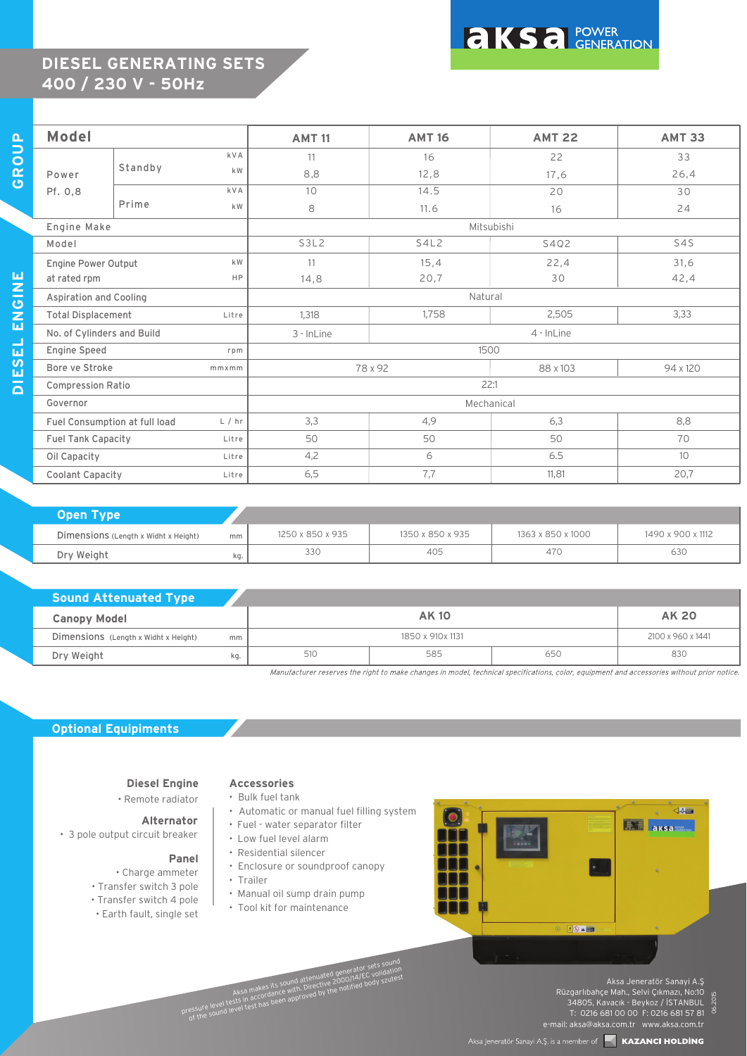# DIESEL GENERATING SETS
## 400 / 230 V - 50Hz

aksa POWER GENERATION

GROUP

| Model | | | AMT 11 | AMT 16 | AMT 22 | AMT 33 |
|---|---|---|---|---|---|---|
| Power Pf. 0,8 | Standby | kVA | 11 | 16 | 22 | 33 |
| | | kW | 8,8 | 12,8 | 17,6 | 26,4 |
| | Prime | kVA | 10 | 14.5 | 20 | 30 |
| | | kW | 8 | 11.6 | 16 | 24 |

DIESEL ENGINE

| | | AMT 11 | AMT 16 | AMT 22 | AMT 33 |
|---|---|---|---|---|---|
| Engine Make | | Mitsubishi | | | |
| Model | | S3L2 | S4L2 | S4Q2 | S4S |
| Engine Power Output at rated rpm | kW | 11 | 15,4 | 22,4 | 31,6 |
| | HP | 14,8 | 20,7 | 30 | 42,4 |
| Aspiration and Cooling | | Natural | | | |
| Total Displacement | Litre | 1,318 | 1,758 | 2,505 | 3,33 |
| No. of Cylinders and Build | | 3 - InLine | 4 - InLine | | |
| Engine Speed | rpm | 1500 | | | |
| Bore ve Stroke | mmxmm | 78 x 92 | | 88 x 103 | 94 x 120 |
| Compression Ratio | | 22:1 | | | |
| Governor | | Mechanical | | | |
| Fuel Consumption at full load | L / hr | 3,3 | 4,9 | 6,3 | 8,8 |
| Fuel Tank Capacity | Litre | 50 | 50 | 50 | 70 |
| Oil Capacity | Litre | 4,2 | 6 | 6.5 | 10 |
| Coolant Capacity | Litre | 6,5 | 7,7 | 11,81 | 20,7 |

## Open Type

| | | AMT 11 | AMT 16 | AMT 22 | AMT 33 |
|---|---|---|---|---|---|
| Dimensions (Length x Widht x Height) | mm | 1250 x 850 x 935 | 1350 x 850 x 935 | 1363 x 850 x 1000 | 1490 x 900 x 1112 |
| Dry Weight | kg. | 330 | 405 | 470 | 630 |

## Sound Attenuated Type

| | | AMT 11 | AMT 16 | AMT 22 | AMT 33 |
|---|---|---|---|---|---|
| Canopy Model | | AK 10 | | | AK 20 |
| Dimensions (Length x Widht x Height) | mm | 1850 x 910x 1131 | | | 2100 x 960 x 1441 |
| Dry Weight | kg. | 510 | 585 | 650 | 830 |

*Manufacturer reserves the right to make changes in model, technical specifications, color, equipment and accessories without prior notice.*

## Optional Equipiments

**Diesel Engine**
- Remote radiator

**Alternator**
- 3 pole output circuit breaker

**Panel**
- Charge ammeter
- Transfer switch 3 pole
- Transfer switch 4 pole
- Earth fault, single set

**Accessories**
- Bulk fuel tank
- Automatic or manual fuel filling system
- Fuel - water separator filter
- Low fuel level alarm
- Residential silencer
- Enclosure or soundproof canopy
- Trailer
- Manual oil sump drain pump
- Tool kit for maintenance

Aksa makes its sound attenuated generator sets sound pressure level tests in accordance with. Directive 2000/14/EC validation of the sound level test has been approved by the notified body szutest

Aksa Jeneratör Sanayi A.Ş
Rüzgarlıbahçe Mah., Selvi Çıkmazı, No:10
34805, Kavacık - Beykoz / İSTANBUL
T: 0216 681 00 00 F: 0216 681 57 81
e-mail: aksa@aksa.com.tr www.aksa.com.tr

06.2015

Aksa Jeneratör Sanayi A.Ş. is a member of KAZANCI HOLDİNG